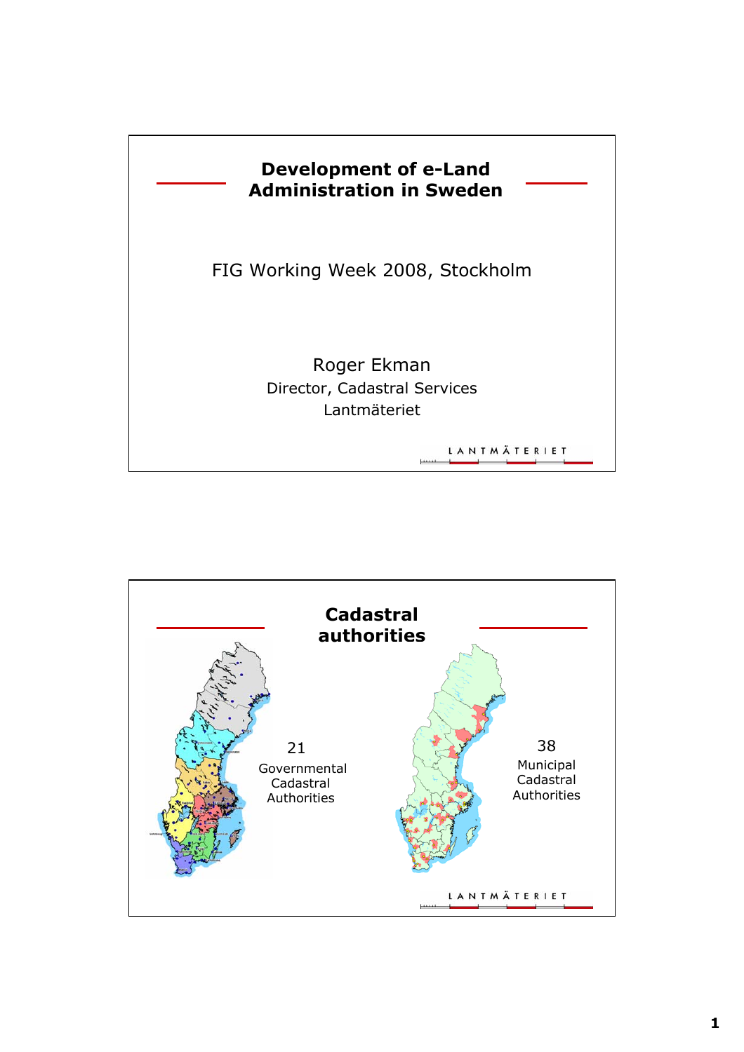# Development of e-Land Administration in Sweden

FIG Working Week 2008, Stockholm

Roger Ekman
Director, Cadastral Services
Lantmäteriet

LANTMÄTERIET

## Cadastral authorities

21
Governmental
Cadastral
Authorities

38
Municipal
Cadastral
Authorities

LANTMÄTERIET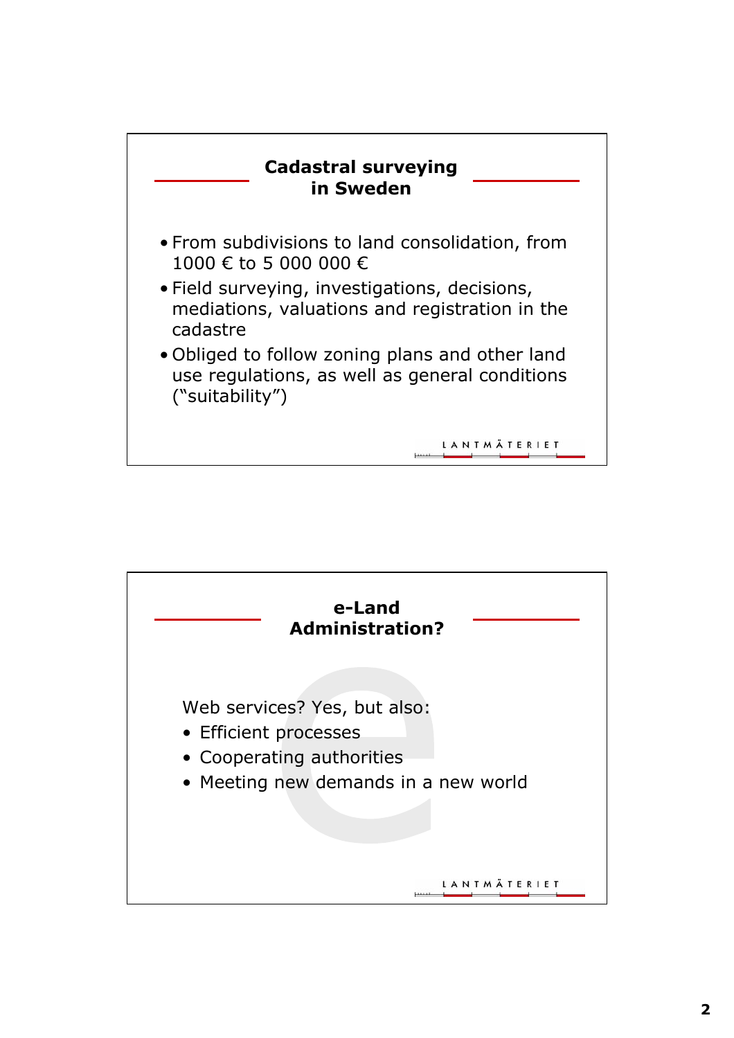## Cadastral surveying in Sweden

- From subdivisions to land consolidation, from 1000 € to 5 000 000 €
- Field surveying, investigations, decisions, mediations, valuations and registration in the cadastre
- Obliged to follow zoning plans and other land use regulations, as well as general conditions ("suitability")

LANTMÄTERIET

## e-Land Administration?

Web services? Yes, but also:

- Efficient processes
- Cooperating authorities
- Meeting new demands in a new world

LANTMÄTERIET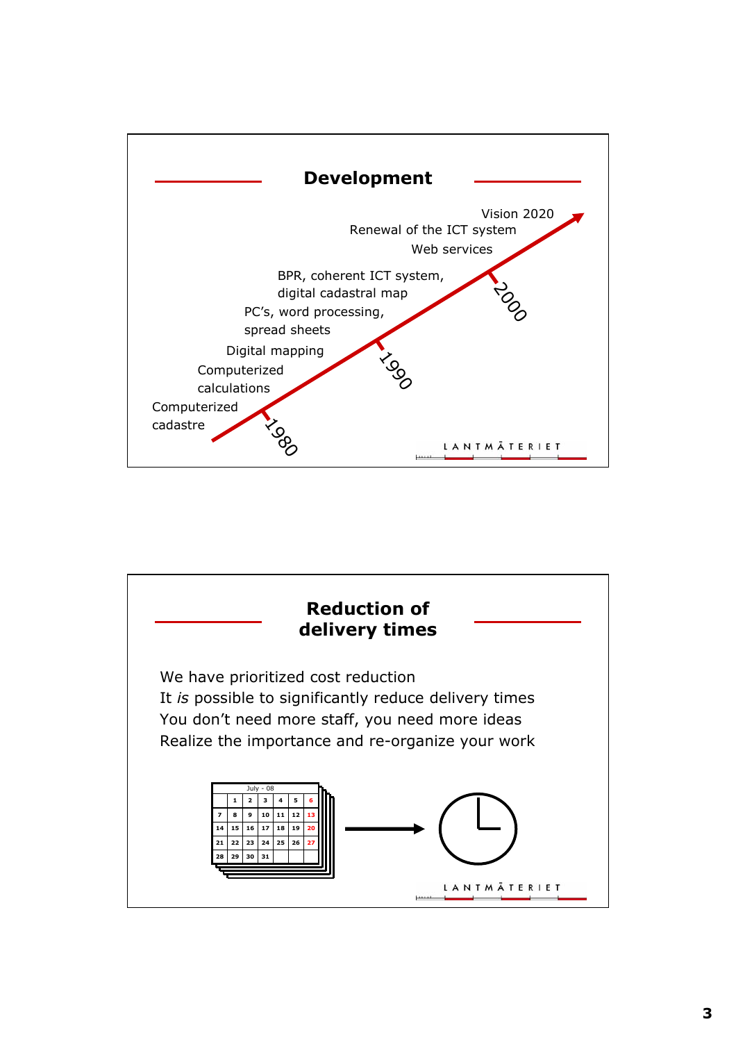## Development

Vision 2020

Renewal of the ICT system

Web services

BPR, coherent ICT system, digital cadastral map

PC's, word processing, spread sheets

Digital mapping

Computerized calculations

Computerized cadastre

1980

1990

2000

LANTMÄTERIET

## Reduction of delivery times

We have prioritized cost reduction

It *is* possible to significantly reduce delivery times

You don't need more staff, you need more ideas

Realize the importance and re-organize your work

| | | | July - 08 | | | |
|---|---|---|---|---|---|---|
| | 1 | 2 | 3 | 4 | 5 | 6 |
| 7 | 8 | 9 | 10 | 11 | 12 | 13 |
| 14 | 15 | 16 | 17 | 18 | 19 | 20 |
| 21 | 22 | 23 | 24 | 25 | 26 | 27 |
| 28 | 29 | 30 | 31 | | | |

LANTMÄTERIET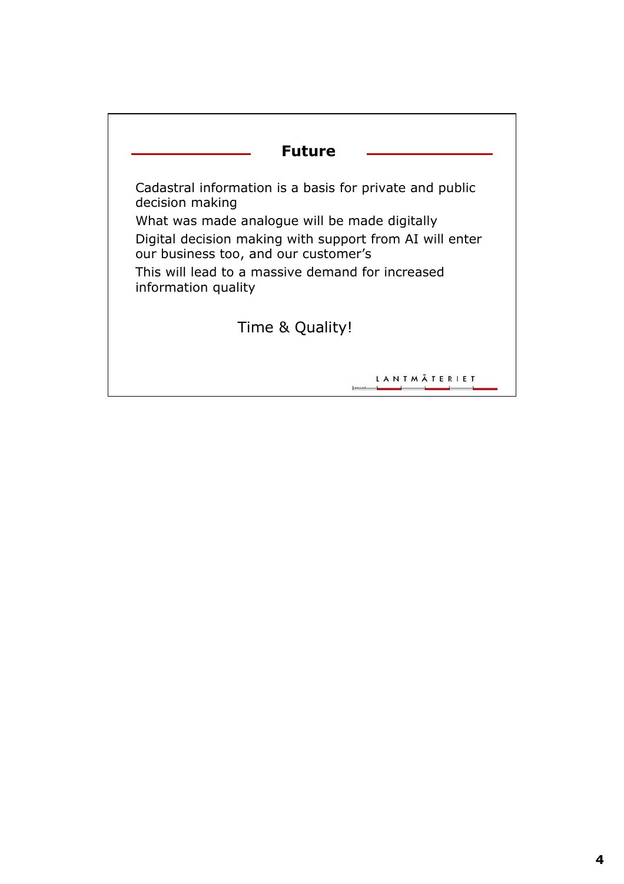## Future

Cadastral information is a basis for private and public decision making

What was made analogue will be made digitally

Digital decision making with support from AI will enter our business too, and our customer's

This will lead to a massive demand for increased information quality

Time & Quality!

LANTMÄTERIET